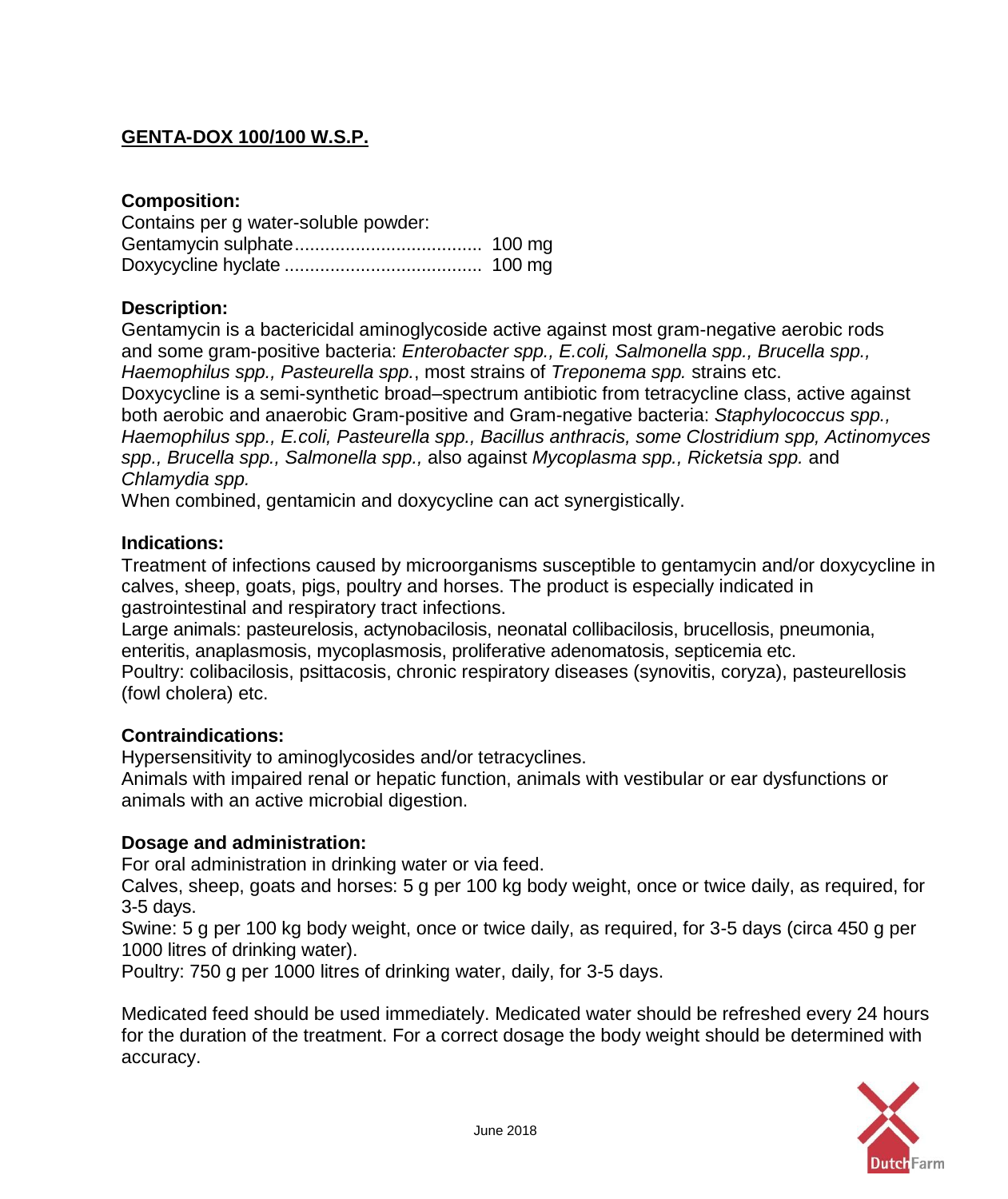# GENTA-DOX 100/100 W.S.P.

**Composition:**

Contains per g water-soluble powder:
Gentamycin sulphate.................................... 100 mg
Doxycycline hyclate ...................................... 100 mg

**Description:**

Gentamycin is a bactericidal aminoglycoside active against most gram-negative aerobic rods and some gram-positive bacteria: *Enterobacter spp., E.coli, Salmonella spp., Brucella spp., Haemophilus spp., Pasteurella spp.*, most strains of *Treponema spp.* strains etc.
Doxycycline is a semi-synthetic broad–spectrum antibiotic from tetracycline class, active against both aerobic and anaerobic Gram-positive and Gram-negative bacteria: *Staphylococcus spp., Haemophilus spp., E.coli, Pasteurella spp., Bacillus anthracis, some Clostridium spp, Actinomyces spp., Brucella spp., Salmonella spp.,* also against *Mycoplasma spp., Ricketsia spp.* and *Chlamydia spp.*
When combined, gentamicin and doxycycline can act synergistically.

**Indications:**

Treatment of infections caused by microorganisms susceptible to gentamycin and/or doxycycline in calves, sheep, goats, pigs, poultry and horses. The product is especially indicated in gastrointestinal and respiratory tract infections.
Large animals: pasteurelosis, actynobacilosis, neonatal collibacilosis, brucellosis, pneumonia, enteritis, anaplasmosis, mycoplasmosis, proliferative adenomatosis, septicemia etc.
Poultry: colibacilosis, psittacosis, chronic respiratory diseases (synovitis, coryza), pasteurellosis (fowl cholera) etc.

**Contraindications:**

Hypersensitivity to aminoglycosides and/or tetracyclines.
Animals with impaired renal or hepatic function, animals with vestibular or ear dysfunctions or animals with an active microbial digestion.

**Dosage and administration:**

For oral administration in drinking water or via feed.
Calves, sheep, goats and horses: 5 g per 100 kg body weight, once or twice daily, as required, for 3-5 days.
Swine: 5 g per 100 kg body weight, once or twice daily, as required, for 3-5 days (circa 450 g per 1000 litres of drinking water).
Poultry: 750 g per 1000 litres of drinking water, daily, for 3-5 days.

Medicated feed should be used immediately. Medicated water should be refreshed every 24 hours for the duration of the treatment. For a correct dosage the body weight should be determined with accuracy.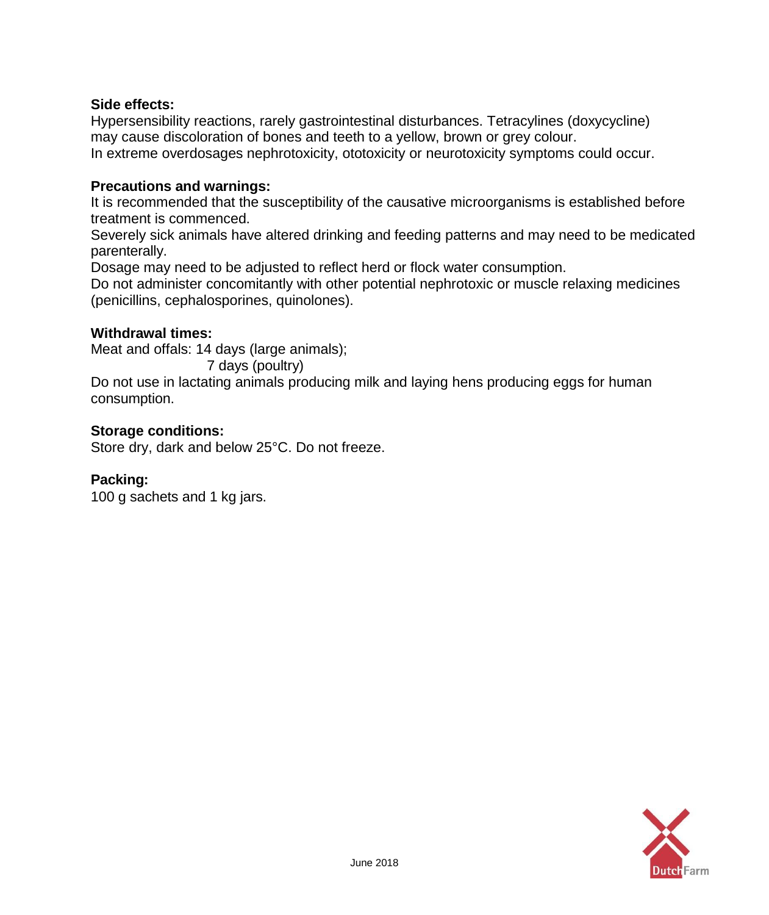**Side effects:**

Hypersensibility reactions, rarely gastrointestinal disturbances. Tetracylines (doxycycline) may cause discoloration of bones and teeth to a yellow, brown or grey colour.
In extreme overdosages nephrotoxicity, ototoxicity or neurotoxicity symptoms could occur.

**Precautions and warnings:**

It is recommended that the susceptibility of the causative microorganisms is established before treatment is commenced.
Severely sick animals have altered drinking and feeding patterns and may need to be medicated parenterally.
Dosage may need to be adjusted to reflect herd or flock water consumption.
Do not administer concomitantly with other potential nephrotoxic or muscle relaxing medicines (penicillins, cephalosporines, quinolones).

**Withdrawal times:**

Meat and offals: 14 days (large animals);
7 days (poultry)
Do not use in lactating animals producing milk and laying hens producing eggs for human consumption.

**Storage conditions:**

Store dry, dark and below 25°C. Do not freeze.

**Packing:**

100 g sachets and 1 kg jars.

June 2018